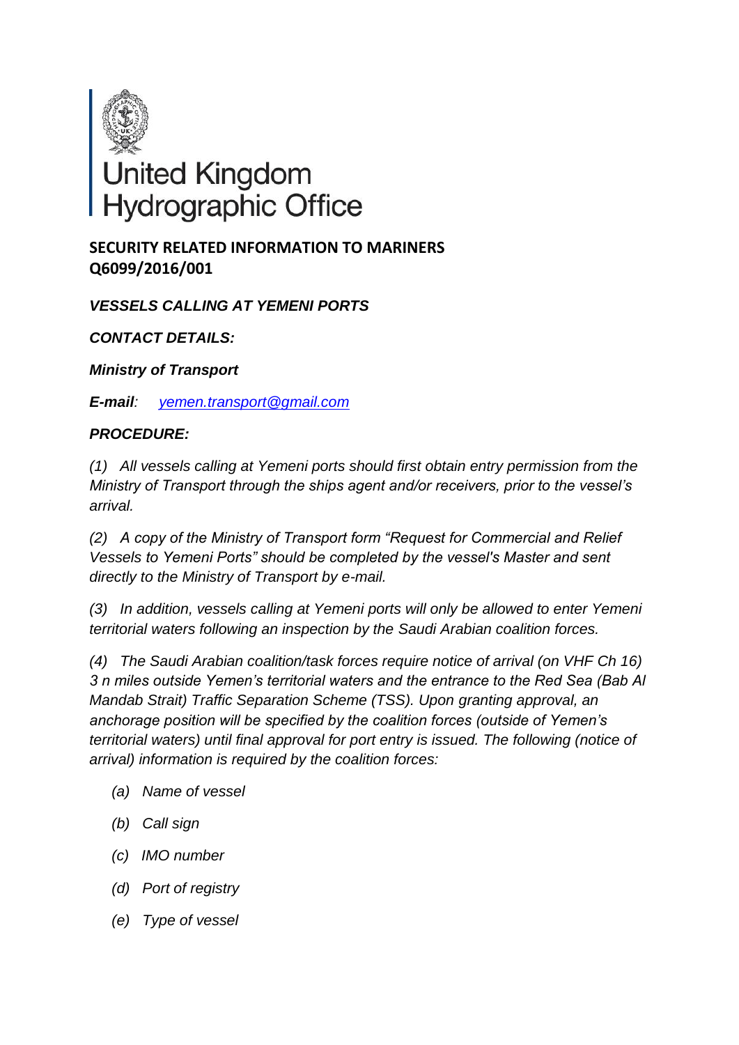United Kingdom
Hydrographic Office

**SECURITY RELATED INFORMATION TO MARINERS**
**Q6099/2016/001**

***VESSELS CALLING AT YEMENI PORTS***

***CONTACT DETAILS:***

***Ministry of Transport***

***E-mail**: [yemen.transport@gmail.com](mailto:yemen.transport@gmail.com)*

***PROCEDURE:***

*(1) All vessels calling at Yemeni ports should first obtain entry permission from the Ministry of Transport through the ships agent and/or receivers, prior to the vessel's arrival.*

*(2) A copy of the Ministry of Transport form "Request for Commercial and Relief Vessels to Yemeni Ports" should be completed by the vessel's Master and sent directly to the Ministry of Transport by e-mail.*

*(3) In addition, vessels calling at Yemeni ports will only be allowed to enter Yemeni territorial waters following an inspection by the Saudi Arabian coalition forces.*

*(4) The Saudi Arabian coalition/task forces require notice of arrival (on VHF Ch 16) 3 n miles outside Yemen's territorial waters and the entrance to the Red Sea (Bab Al Mandab Strait) Traffic Separation Scheme (TSS). Upon granting approval, an anchorage position will be specified by the coalition forces (outside of Yemen's territorial waters) until final approval for port entry is issued. The following (notice of arrival) information is required by the coalition forces:*

- *(a) Name of vessel*
- *(b) Call sign*
- *(c) IMO number*
- *(d) Port of registry*
- *(e) Type of vessel*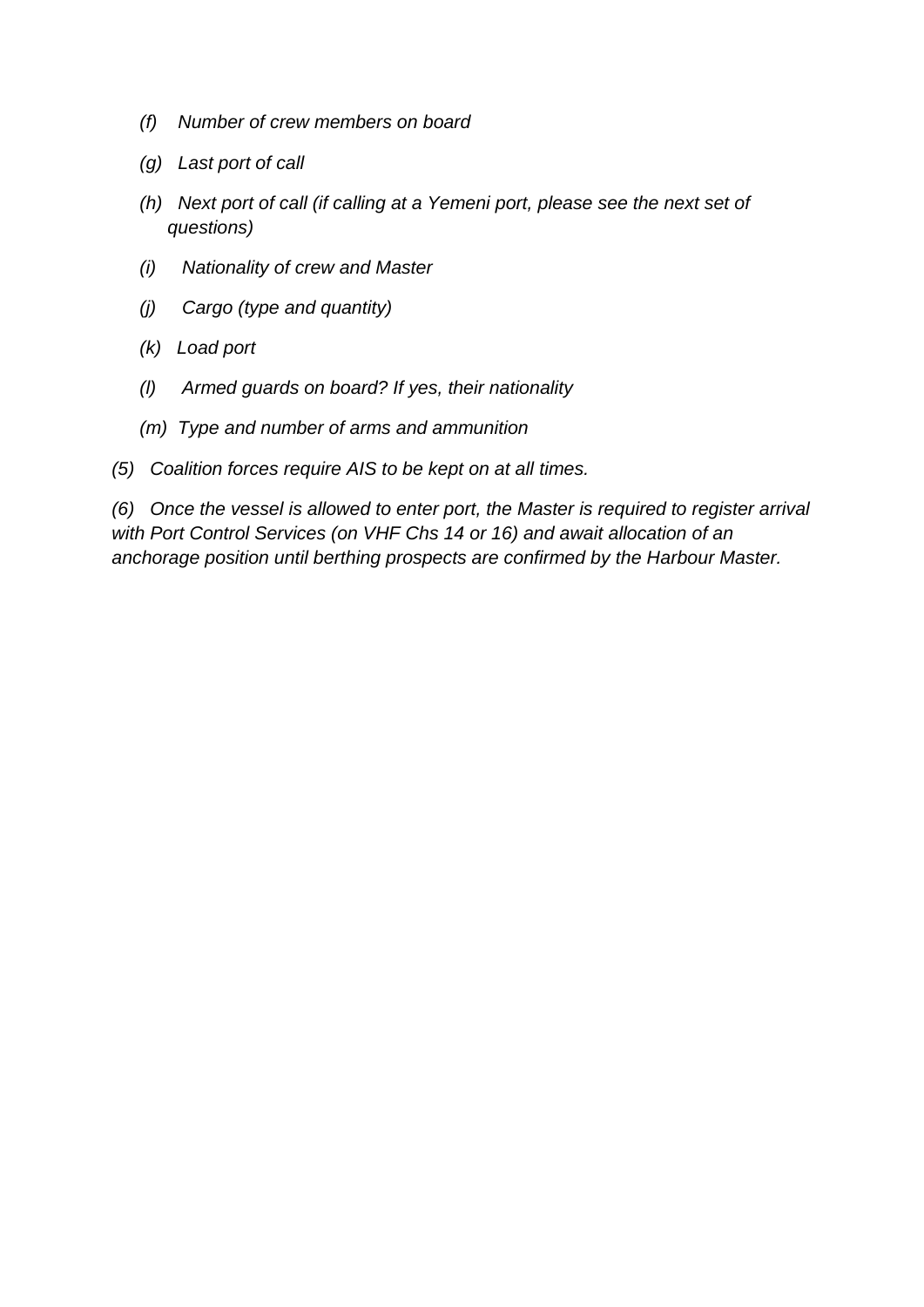- *(f) Number of crew members on board*
- *(g) Last port of call*
- *(h) Next port of call (if calling at a Yemeni port, please see the next set of questions)*
- *(i) Nationality of crew and Master*
- *(j) Cargo (type and quantity)*
- *(k) Load port*
- *(l) Armed guards on board? If yes, their nationality*
- *(m) Type and number of arms and ammunition*

*(5) Coalition forces require AIS to be kept on at all times.*

*(6) Once the vessel is allowed to enter port, the Master is required to register arrival with Port Control Services (on VHF Chs 14 or 16) and await allocation of an anchorage position until berthing prospects are confirmed by the Harbour Master.*